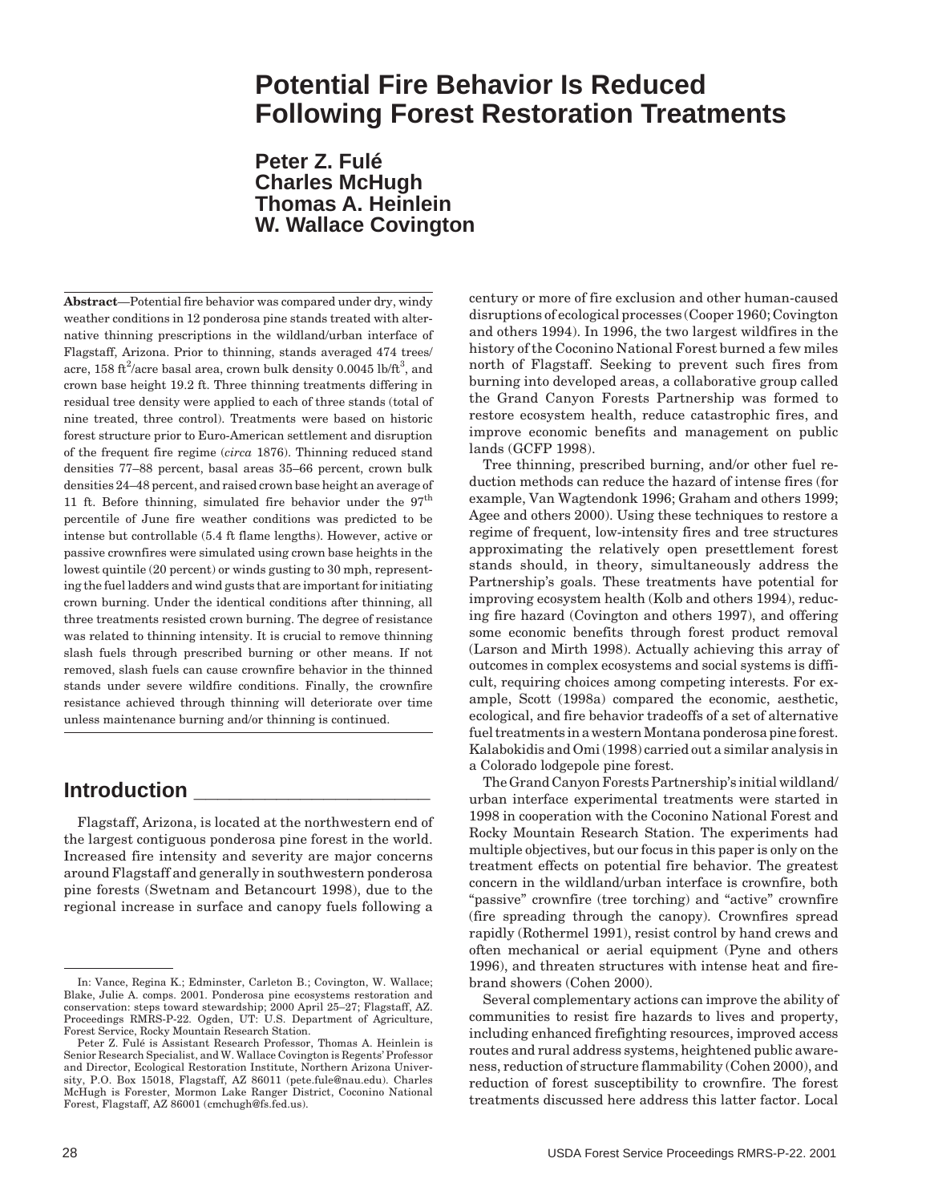# Potential Fire Behavior Is Reduced Following Forest Restoration Treatments

**Peter Z. Fulé**
**Charles McHugh**
**Thomas A. Heinlein**
**W. Wallace Covington**

**Abstract**—Potential fire behavior was compared under dry, windy weather conditions in 12 ponderosa pine stands treated with alternative thinning prescriptions in the wildland/urban interface of Flagstaff, Arizona. Prior to thinning, stands averaged 474 trees/acre, 158 $ft^2$/acre basal area, crown bulk density 0.0045 lb/$ft^3$, and crown base height 19.2 ft. Three thinning treatments differing in residual tree density were applied to each of three stands (total of nine treated, three control). Treatments were based on historic forest structure prior to Euro-American settlement and disruption of the frequent fire regime (*circa* 1876). Thinning reduced stand densities 77–88 percent, basal areas 35–66 percent, crown bulk densities 24–48 percent, and raised crown base height an average of 11 ft. Before thinning, simulated fire behavior under the $97^{th}$ percentile of June fire weather conditions was predicted to be intense but controllable (5.4 ft flame lengths). However, active or passive crownfires were simulated using crown base heights in the lowest quintile (20 percent) or winds gusting to 30 mph, representing the fuel ladders and wind gusts that are important for initiating crown burning. Under the identical conditions after thinning, all three treatments resisted crown burning. The degree of resistance was related to thinning intensity. It is crucial to remove thinning slash fuels through prescribed burning or other means. If not removed, slash fuels can cause crownfire behavior in the thinned stands under severe wildfire conditions. Finally, the crownfire resistance achieved through thinning will deteriorate over time unless maintenance burning and/or thinning is continued.

## Introduction

Flagstaff, Arizona, is located at the northwestern end of the largest contiguous ponderosa pine forest in the world. Increased fire intensity and severity are major concerns around Flagstaff and generally in southwestern ponderosa pine forests (Swetnam and Betancourt 1998), due to the regional increase in surface and canopy fuels following a century or more of fire exclusion and other human-caused disruptions of ecological processes (Cooper 1960; Covington and others 1994). In 1996, the two largest wildfires in the history of the Coconino National Forest burned a few miles north of Flagstaff. Seeking to prevent such fires from burning into developed areas, a collaborative group called the Grand Canyon Forests Partnership was formed to restore ecosystem health, reduce catastrophic fires, and improve economic benefits and management on public lands (GCFP 1998).

Tree thinning, prescribed burning, and/or other fuel reduction methods can reduce the hazard of intense fires (for example, Van Wagtendonk 1996; Graham and others 1999; Agee and others 2000). Using these techniques to restore a regime of frequent, low-intensity fires and tree structures approximating the relatively open presettlement forest stands should, in theory, simultaneously address the Partnership's goals. These treatments have potential for improving ecosystem health (Kolb and others 1994), reducing fire hazard (Covington and others 1997), and offering some economic benefits through forest product removal (Larson and Mirth 1998). Actually achieving this array of outcomes in complex ecosystems and social systems is difficult, requiring choices among competing interests. For example, Scott (1998a) compared the economic, aesthetic, ecological, and fire behavior tradeoffs of a set of alternative fuel treatments in a western Montana ponderosa pine forest. Kalabokidis and Omi (1998) carried out a similar analysis in a Colorado lodgepole pine forest.

The Grand Canyon Forests Partnership's initial wildland/urban interface experimental treatments were started in 1998 in cooperation with the Coconino National Forest and Rocky Mountain Research Station. The experiments had multiple objectives, but our focus in this paper is only on the treatment effects on potential fire behavior. The greatest concern in the wildland/urban interface is crownfire, both "passive" crownfire (tree torching) and "active" crownfire (fire spreading through the canopy). Crownfires spread rapidly (Rothermel 1991), resist control by hand crews and often mechanical or aerial equipment (Pyne and others 1996), and threaten structures with intense heat and firebrand showers (Cohen 2000).

Several complementary actions can improve the ability of communities to resist fire hazards to lives and property, including enhanced firefighting resources, improved access routes and rural address systems, heightened public awareness, reduction of structure flammability (Cohen 2000), and reduction of forest susceptibility to crownfire. The forest treatments discussed here address this latter factor. Local

---

In: Vance, Regina K.; Edminster, Carleton B.; Covington, W. Wallace; Blake, Julie A. comps. 2001. Ponderosa pine ecosystems restoration and conservation: steps toward stewardship; 2000 April 25–27; Flagstaff, AZ. Proceedings RMRS-P-22. Ogden, UT: U.S. Department of Agriculture, Forest Service, Rocky Mountain Research Station.

Peter Z. Fulé is Assistant Research Professor, Thomas A. Heinlein is Senior Research Specialist, and W. Wallace Covington is Regents' Professor and Director, Ecological Restoration Institute, Northern Arizona University, P.O. Box 15018, Flagstaff, AZ 86011 (pete.fule@nau.edu). Charles McHugh is Forester, Mormon Lake Ranger District, Coconino National Forest, Flagstaff, AZ 86001 (cmchugh@fs.fed.us).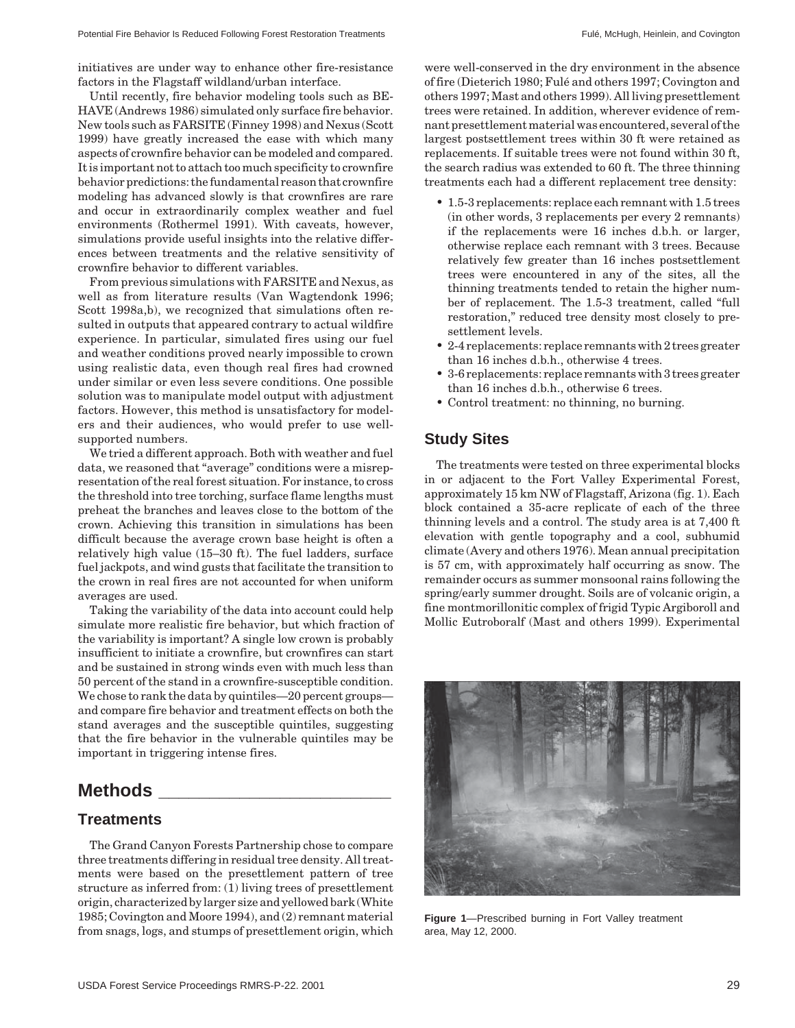initiatives are under way to enhance other fire-resistance factors in the Flagstaff wildland/urban interface.

Until recently, fire behavior modeling tools such as BEHAVE (Andrews 1986) simulated only surface fire behavior. New tools such as FARSITE (Finney 1998) and Nexus (Scott 1999) have greatly increased the ease with which many aspects of crownfire behavior can be modeled and compared. It is important not to attach too much specificity to crownfire behavior predictions: the fundamental reason that crownfire modeling has advanced slowly is that crownfires are rare and occur in extraordinarily complex weather and fuel environments (Rothermel 1991). With caveats, however, simulations provide useful insights into the relative differences between treatments and the relative sensitivity of crownfire behavior to different variables.

From previous simulations with FARSITE and Nexus, as well as from literature results (Van Wagtendonk 1996; Scott 1998a,b), we recognized that simulations often resulted in outputs that appeared contrary to actual wildfire experience. In particular, simulated fires using our fuel and weather conditions proved nearly impossible to crown using realistic data, even though real fires had crowned under similar or even less severe conditions. One possible solution was to manipulate model output with adjustment factors. However, this method is unsatisfactory for modelers and their audiences, who would prefer to use well-supported numbers.

We tried a different approach. Both with weather and fuel data, we reasoned that "average" conditions were a misrepresentation of the real forest situation. For instance, to cross the threshold into tree torching, surface flame lengths must preheat the branches and leaves close to the bottom of the crown. Achieving this transition in simulations has been difficult because the average crown base height is often a relatively high value (15–30 ft). The fuel ladders, surface fuel jackpots, and wind gusts that facilitate the transition to the crown in real fires are not accounted for when uniform averages are used.

Taking the variability of the data into account could help simulate more realistic fire behavior, but which fraction of the variability is important? A single low crown is probably insufficient to initiate a crownfire, but crownfires can start and be sustained in strong winds even with much less than 50 percent of the stand in a crownfire-susceptible condition. We chose to rank the data by quintiles—20 percent groups—and compare fire behavior and treatment effects on both the stand averages and the susceptible quintiles, suggesting that the fire behavior in the vulnerable quintiles may be important in triggering intense fires.

## Methods

### Treatments

The Grand Canyon Forests Partnership chose to compare three treatments differing in residual tree density. All treatments were based on the presettlement pattern of tree structure as inferred from: (1) living trees of presettlement origin, characterized by larger size and yellowed bark (White 1985; Covington and Moore 1994), and (2) remnant material from snags, logs, and stumps of presettlement origin, which were well-conserved in the dry environment in the absence of fire (Dieterich 1980; Fulé and others 1997; Covington and others 1997; Mast and others 1999). All living presettlement trees were retained. In addition, wherever evidence of remnant presettlement material was encountered, several of the largest postsettlement trees within 30 ft were retained as replacements. If suitable trees were not found within 30 ft, the search radius was extended to 60 ft. The three thinning treatments each had a different replacement tree density:

- 1.5-3 replacements: replace each remnant with 1.5 trees (in other words, 3 replacements per every 2 remnants) if the replacements were 16 inches d.b.h. or larger, otherwise replace each remnant with 3 trees. Because relatively few greater than 16 inches postsettlement trees were encountered in any of the sites, all the thinning treatments tended to retain the higher number of replacement. The 1.5-3 treatment, called "full restoration," reduced tree density most closely to presettlement levels.
- 2-4 replacements: replace remnants with 2 trees greater than 16 inches d.b.h., otherwise 4 trees.
- 3-6 replacements: replace remnants with 3 trees greater than 16 inches d.b.h., otherwise 6 trees.
- Control treatment: no thinning, no burning.

### Study Sites

The treatments were tested on three experimental blocks in or adjacent to the Fort Valley Experimental Forest, approximately 15 km NW of Flagstaff, Arizona (fig. 1). Each block contained a 35-acre replicate of each of the three thinning levels and a control. The study area is at 7,400 ft elevation with gentle topography and a cool, subhumid climate (Avery and others 1976). Mean annual precipitation is 57 cm, with approximately half occurring as snow. The remainder occurs as summer monsoonal rains following the spring/early summer drought. Soils are of volcanic origin, a fine montmorillonitic complex of frigid Typic Argiboroll and Mollic Eutroboralf (Mast and others 1999). Experimental

**Figure 1**—Prescribed burning in Fort Valley treatment area, May 12, 2000.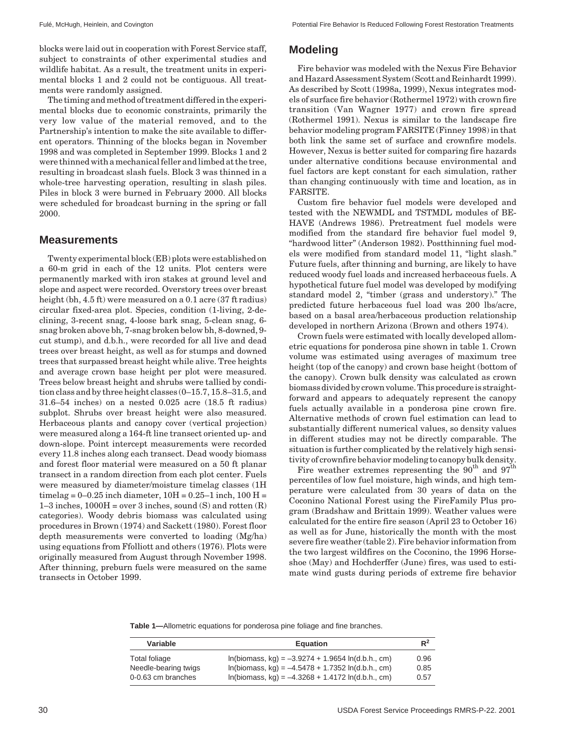blocks were laid out in cooperation with Forest Service staff, subject to constraints of other experimental studies and wildlife habitat. As a result, the treatment units in experimental blocks 1 and 2 could not be contiguous. All treatments were randomly assigned.

The timing and method of treatment differed in the experimental blocks due to economic constraints, primarily the very low value of the material removed, and to the Partnership's intention to make the site available to different operators. Thinning of the blocks began in November 1998 and was completed in September 1999. Blocks 1 and 2 were thinned with a mechanical feller and limbed at the tree, resulting in broadcast slash fuels. Block 3 was thinned in a whole-tree harvesting operation, resulting in slash piles. Piles in block 3 were burned in February 2000. All blocks were scheduled for broadcast burning in the spring or fall 2000.

## Measurements

Twenty experimental block (EB) plots were established on a 60-m grid in each of the 12 units. Plot centers were permanently marked with iron stakes at ground level and slope and aspect were recorded. Overstory trees over breast height (bh, 4.5 ft) were measured on a 0.1 acre (37 ft radius) circular fixed-area plot. Species, condition (1-living, 2-declining, 3-recent snag, 4-loose bark snag, 5-clean snag, 6-snag broken above bh, 7-snag broken below bh, 8-downed, 9-cut stump), and d.b.h., were recorded for all live and dead trees over breast height, as well as for stumps and downed trees that surpassed breast height while alive. Tree heights and average crown base height per plot were measured. Trees below breast height and shrubs were tallied by condition class and by three height classes (0–15.7, 15.8–31.5, and 31.6–54 inches) on a nested 0.025 acre (18.5 ft radius) subplot. Shrubs over breast height were also measured. Herbaceous plants and canopy cover (vertical projection) were measured along a 164-ft line transect oriented up- and down-slope. Point intercept measurements were recorded every 11.8 inches along each transect. Dead woody biomass and forest floor material were measured on a 50 ft planar transect in a random direction from each plot center. Fuels were measured by diameter/moisture timelag classes (1H timelag = 0–0.25 inch diameter, 10H = 0.25–1 inch, 100 H = 1–3 inches, 1000H = over 3 inches, sound (S) and rotten (R) categories). Woody debris biomass was calculated using procedures in Brown (1974) and Sackett (1980). Forest floor depth measurements were converted to loading (Mg/ha) using equations from Ffolliott and others (1976). Plots were originally measured from August through November 1998. After thinning, preburn fuels were measured on the same transects in October 1999.

## Modeling

Fire behavior was modeled with the Nexus Fire Behavior and Hazard Assessment System (Scott and Reinhardt 1999). As described by Scott (1998a, 1999), Nexus integrates models of surface fire behavior (Rothermel 1972) with crown fire transition (Van Wagner 1977) and crown fire spread (Rothermel 1991). Nexus is similar to the landscape fire behavior modeling program FARSITE (Finney 1998) in that both link the same set of surface and crownfire models. However, Nexus is better suited for comparing fire hazards under alternative conditions because environmental and fuel factors are kept constant for each simulation, rather than changing continuously with time and location, as in FARSITE.

Custom fire behavior fuel models were developed and tested with the NEWMDL and TSTMDL modules of BEHAVE (Andrews 1986). Pretreatment fuel models were modified from the standard fire behavior fuel model 9, "hardwood litter" (Anderson 1982). Postthinning fuel models were modified from standard model 11, "light slash." Future fuels, after thinning and burning, are likely to have reduced woody fuel loads and increased herbaceous fuels. A hypothetical future fuel model was developed by modifying standard model 2, "timber (grass and understory)." The predicted future herbaceous fuel load was 200 lbs/acre, based on a basal area/herbaceous production relationship developed in northern Arizona (Brown and others 1974).

Crown fuels were estimated with locally developed allometric equations for ponderosa pine shown in table 1. Crown volume was estimated using averages of maximum tree height (top of the canopy) and crown base height (bottom of the canopy). Crown bulk density was calculated as crown biomass divided by crown volume. This procedure is straightforward and appears to adequately represent the canopy fuels actually available in a ponderosa pine crown fire. Alternative methods of crown fuel estimation can lead to substantially different numerical values, so density values in different studies may not be directly comparable. The situation is further complicated by the relatively high sensitivity of crownfire behavior modeling to canopy bulk density.

Fire weather extremes representing the 90$^{th}$ and 97$^{th}$ percentiles of low fuel moisture, high winds, and high temperature were calculated from 30 years of data on the Coconino National Forest using the FireFamily Plus program (Bradshaw and Brittain 1999). Weather values were calculated for the entire fire season (April 23 to October 16) as well as for June, historically the month with the most severe fire weather (table 2). Fire behavior information from the two largest wildfires on the Coconino, the 1996 Horseshoe (May) and Hochderffer (June) fires, was used to estimate wind gusts during periods of extreme fire behavior

**Table 1**—Allometric equations for ponderosa pine foliage and fine branches.

| Variable | Equation | $R^2$ |
|---|---|---|
| Total foliage | ln(biomass, kg) = –3.9274 + 1.9654 ln(d.b.h., cm) | 0.96 |
| Needle-bearing twigs | ln(biomass, kg) = –4.5478 + 1.7352 ln(d.b.h., cm) | 0.85 |
| 0-0.63 cm branches | ln(biomass, kg) = –4.3268 + 1.4172 ln(d.b.h., cm) | 0.57 |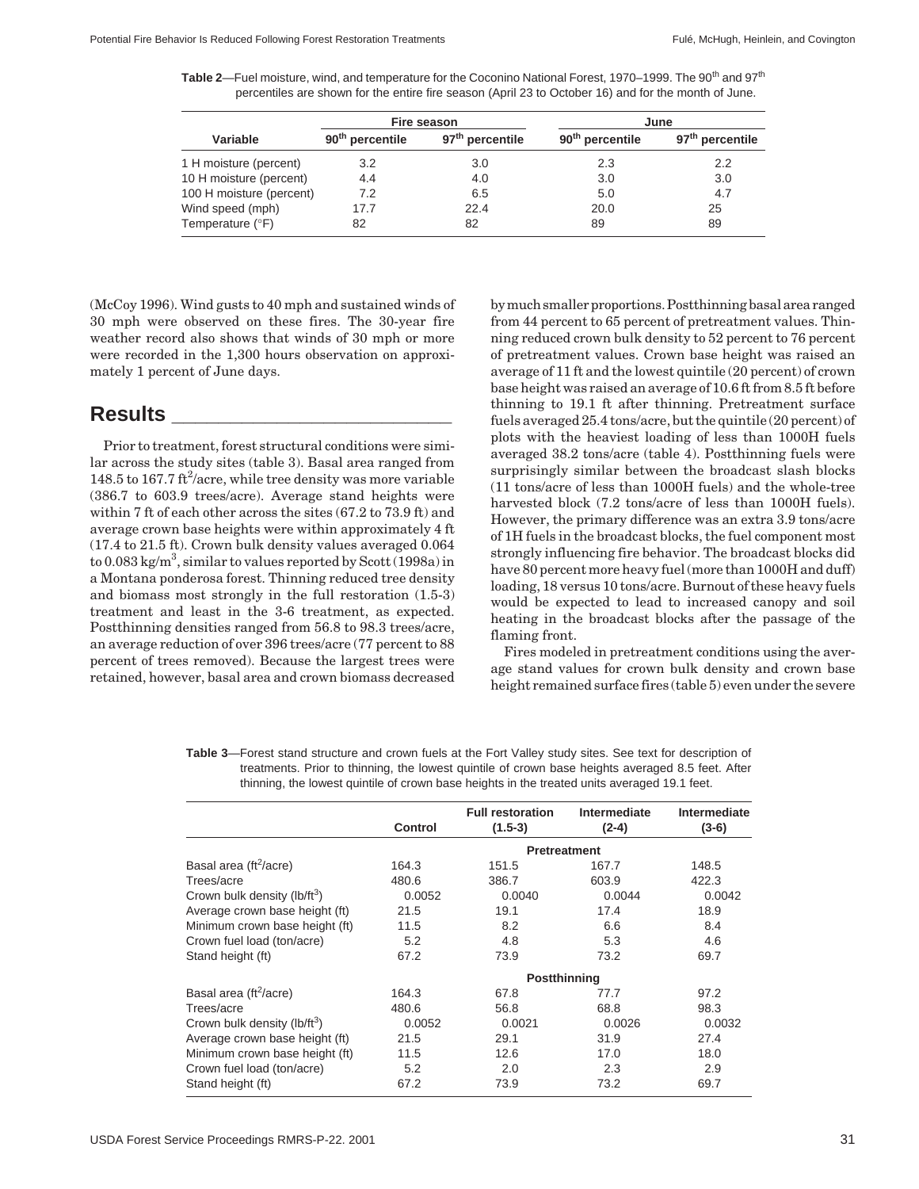**Table 2**—Fuel moisture, wind, and temperature for the Coconino National Forest, 1970–1999. The 90th and 97th percentiles are shown for the entire fire season (April 23 to October 16) and for the month of June.

| Variable | Fire season | | June | |
|---|---|---|---|---|
| | 90th percentile | 97th percentile | 90th percentile | 97th percentile |
| 1 H moisture (percent) | 3.2 | 3.0 | 2.3 | 2.2 |
| 10 H moisture (percent) | 4.4 | 4.0 | 3.0 | 3.0 |
| 100 H moisture (percent) | 7.2 | 6.5 | 5.0 | 4.7 |
| Wind speed (mph) | 17.7 | 22.4 | 20.0 | 25 |
| Temperature (°F) | 82 | 82 | 89 | 89 |

(McCoy 1996). Wind gusts to 40 mph and sustained winds of 30 mph were observed on these fires. The 30-year fire weather record also shows that winds of 30 mph or more were recorded in the 1,300 hours observation on approximately 1 percent of June days.

## Results

Prior to treatment, forest structural conditions were similar across the study sites (table 3). Basal area ranged from 148.5 to 167.7 $ft^2$/acre, while tree density was more variable (386.7 to 603.9 trees/acre). Average stand heights were within 7 ft of each other across the sites (67.2 to 73.9 ft) and average crown base heights were within approximately 4 ft (17.4 to 21.5 ft). Crown bulk density values averaged 0.064 to 0.083 $kg/m^3$, similar to values reported by Scott (1998a) in a Montana ponderosa forest. Thinning reduced tree density and biomass most strongly in the full restoration (1.5-3) treatment and least in the 3-6 treatment, as expected. Postthinning densities ranged from 56.8 to 98.3 trees/acre, an average reduction of over 396 trees/acre (77 percent to 88 percent of trees removed). Because the largest trees were retained, however, basal area and crown biomass decreased by much smaller proportions. Postthinning basal area ranged from 44 percent to 65 percent of pretreatment values. Thinning reduced crown bulk density to 52 percent to 76 percent of pretreatment values. Crown base height was raised an average of 11 ft and the lowest quintile (20 percent) of crown base height was raised an average of 10.6 ft from 8.5 ft before thinning to 19.1 ft after thinning. Pretreatment surface fuels averaged 25.4 tons/acre, but the quintile (20 percent) of plots with the heaviest loading of less than 1000H fuels averaged 38.2 tons/acre (table 4). Postthinning fuels were surprisingly similar between the broadcast slash blocks (11 tons/acre of less than 1000H fuels) and the whole-tree harvested block (7.2 tons/acre of less than 1000H fuels). However, the primary difference was an extra 3.9 tons/acre of 1H fuels in the broadcast blocks, the fuel component most strongly influencing fire behavior. The broadcast blocks did have 80 percent more heavy fuel (more than 1000H and duff) loading, 18 versus 10 tons/acre. Burnout of these heavy fuels would be expected to lead to increased canopy and soil heating in the broadcast blocks after the passage of the flaming front.

Fires modeled in pretreatment conditions using the average stand values for crown bulk density and crown base height remained surface fires (table 5) even under the severe

**Table 3**—Forest stand structure and crown fuels at the Fort Valley study sites. See text for description of treatments. Prior to thinning, the lowest quintile of crown base heights averaged 8.5 feet. After thinning, the lowest quintile of crown base heights in the treated units averaged 19.1 feet.

| | Control | Full restoration (1.5-3) | Intermediate (2-4) | Intermediate (3-6) |
|---|---|---|---|---|
| | | **Pretreatment** | | |
| Basal area ($ft^2$/acre) | 164.3 | 151.5 | 167.7 | 148.5 |
| Trees/acre | 480.6 | 386.7 | 603.9 | 422.3 |
| Crown bulk density ($lb/ft^3$) | 0.0052 | 0.0040 | 0.0044 | 0.0042 |
| Average crown base height (ft) | 21.5 | 19.1 | 17.4 | 18.9 |
| Minimum crown base height (ft) | 11.5 | 8.2 | 6.6 | 8.4 |
| Crown fuel load (ton/acre) | 5.2 | 4.8 | 5.3 | 4.6 |
| Stand height (ft) | 67.2 | 73.9 | 73.2 | 69.7 |
| | | **Postthinning** | | |
| Basal area ($ft^2$/acre) | 164.3 | 67.8 | 77.7 | 97.2 |
| Trees/acre | 480.6 | 56.8 | 68.8 | 98.3 |
| Crown bulk density ($lb/ft^3$) | 0.0052 | 0.0021 | 0.0026 | 0.0032 |
| Average crown base height (ft) | 21.5 | 29.1 | 31.9 | 27.4 |
| Minimum crown base height (ft) | 11.5 | 12.6 | 17.0 | 18.0 |
| Crown fuel load (ton/acre) | 5.2 | 2.0 | 2.3 | 2.9 |
| Stand height (ft) | 67.2 | 73.9 | 73.2 | 69.7 |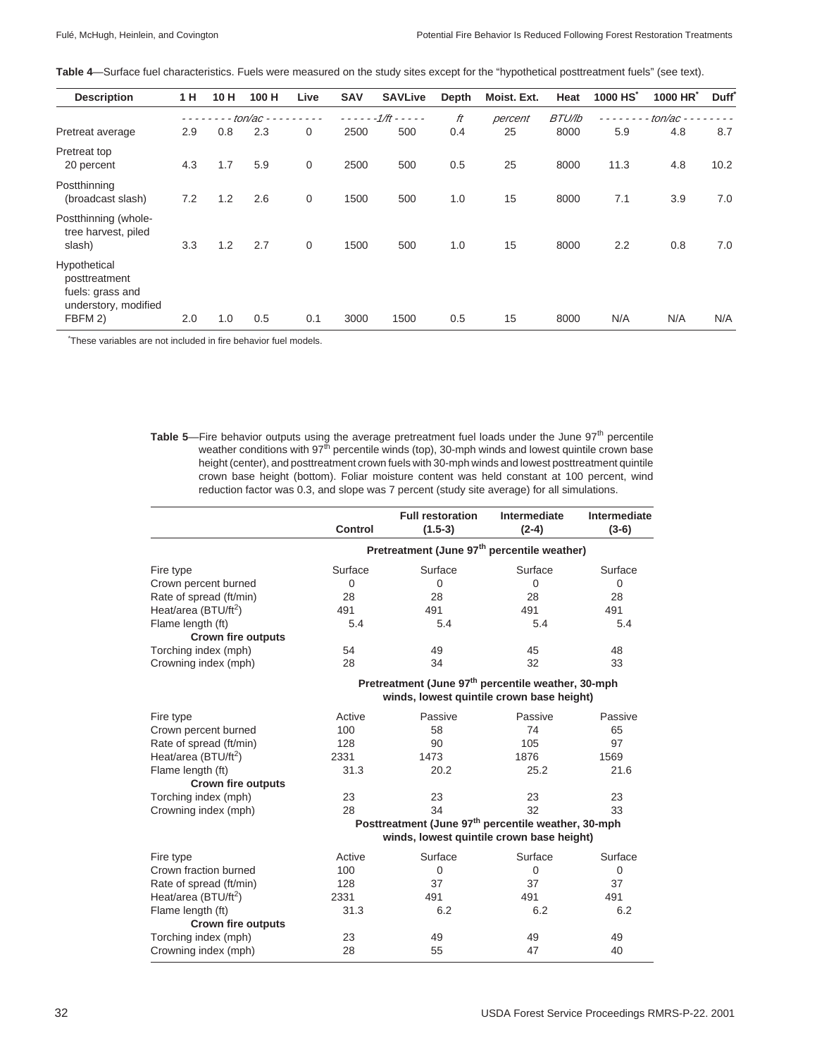**Table 4**—Surface fuel characteristics. Fuels were measured on the study sites except for the "hypothetical posttreatment fuels" (see text).

| Description | 1 H | 10 H | 100 H | Live | SAV | SAVLive | Depth | Moist. Ext. | Heat | 1000 HS* | 1000 HR* | Duff* |
|---|---|---|---|---|---|---|---|---|---|---|---|---|
| | *ton/ac* | | | | *1/ft* | | *ft* | *percent* | *BTU/lb* | *ton/ac* | | |
| Pretreat average | 2.9 | 0.8 | 2.3 | 0 | 2500 | 500 | 0.4 | 25 | 8000 | 5.9 | 4.8 | 8.7 |
| Pretreat top 20 percent | 4.3 | 1.7 | 5.9 | 0 | 2500 | 500 | 0.5 | 25 | 8000 | 11.3 | 4.8 | 10.2 |
| Postthinning (broadcast slash) | 7.2 | 1.2 | 2.6 | 0 | 1500 | 500 | 1.0 | 15 | 8000 | 7.1 | 3.9 | 7.0 |
| Postthinning (whole-tree harvest, piled slash) | 3.3 | 1.2 | 2.7 | 0 | 1500 | 500 | 1.0 | 15 | 8000 | 2.2 | 0.8 | 7.0 |
| Hypothetical posttreatment fuels: grass and understory, modified FBFM 2) | 2.0 | 1.0 | 0.5 | 0.1 | 3000 | 1500 | 0.5 | 15 | 8000 | N/A | N/A | N/A |

*These variables are not included in fire behavior fuel models.

**Table 5**—Fire behavior outputs using the average pretreatment fuel loads under the June 97th percentile weather conditions with 97th percentile winds (top), 30-mph winds and lowest quintile crown base height (center), and posttreatment crown fuels with 30-mph winds and lowest posttreatment quintile crown base height (bottom). Foliar moisture content was held constant at 100 percent, wind reduction factor was 0.3, and slope was 7 percent (study site average) for all simulations.

| | Control | Full restoration (1.5-3) | Intermediate (2-4) | Intermediate (3-6) |
|---|---|---|---|---|
| | **Pretreatment (June 97th percentile weather)** | | | |
| Fire type | Surface | Surface | Surface | Surface |
| Crown percent burned | 0 | 0 | 0 | 0 |
| Rate of spread (ft/min) | 28 | 28 | 28 | 28 |
| Heat/area (BTU/ft$^2$) | 491 | 491 | 491 | 491 |
| Flame length (ft) | 5.4 | 5.4 | 5.4 | 5.4 |
| **Crown fire outputs** | | | | |
| Torching index (mph) | 54 | 49 | 45 | 48 |
| Crowning index (mph) | 28 | 34 | 32 | 33 |
| | **Pretreatment (June 97th percentile weather, 30-mph winds, lowest quintile crown base height)** | | | |
| Fire type | Active | Passive | Passive | Passive |
| Crown percent burned | 100 | 58 | 74 | 65 |
| Rate of spread (ft/min) | 128 | 90 | 105 | 97 |
| Heat/area (BTU/ft$^2$) | 2331 | 1473 | 1876 | 1569 |
| Flame length (ft) | 31.3 | 20.2 | 25.2 | 21.6 |
| **Crown fire outputs** | | | | |
| Torching index (mph) | 23 | 23 | 23 | 23 |
| Crowning index (mph) | 28 | 34 | 32 | 33 |
| | **Posttreatment (June 97th percentile weather, 30-mph winds, lowest quintile crown base height)** | | | |
| Fire type | Active | Surface | Surface | Surface |
| Crown fraction burned | 100 | 0 | 0 | 0 |
| Rate of spread (ft/min) | 128 | 37 | 37 | 37 |
| Heat/area (BTU/ft$^2$) | 2331 | 491 | 491 | 491 |
| Flame length (ft) | 31.3 | 6.2 | 6.2 | 6.2 |
| **Crown fire outputs** | | | | |
| Torching index (mph) | 23 | 49 | 49 | 49 |
| Crowning index (mph) | 28 | 55 | 47 | 40 |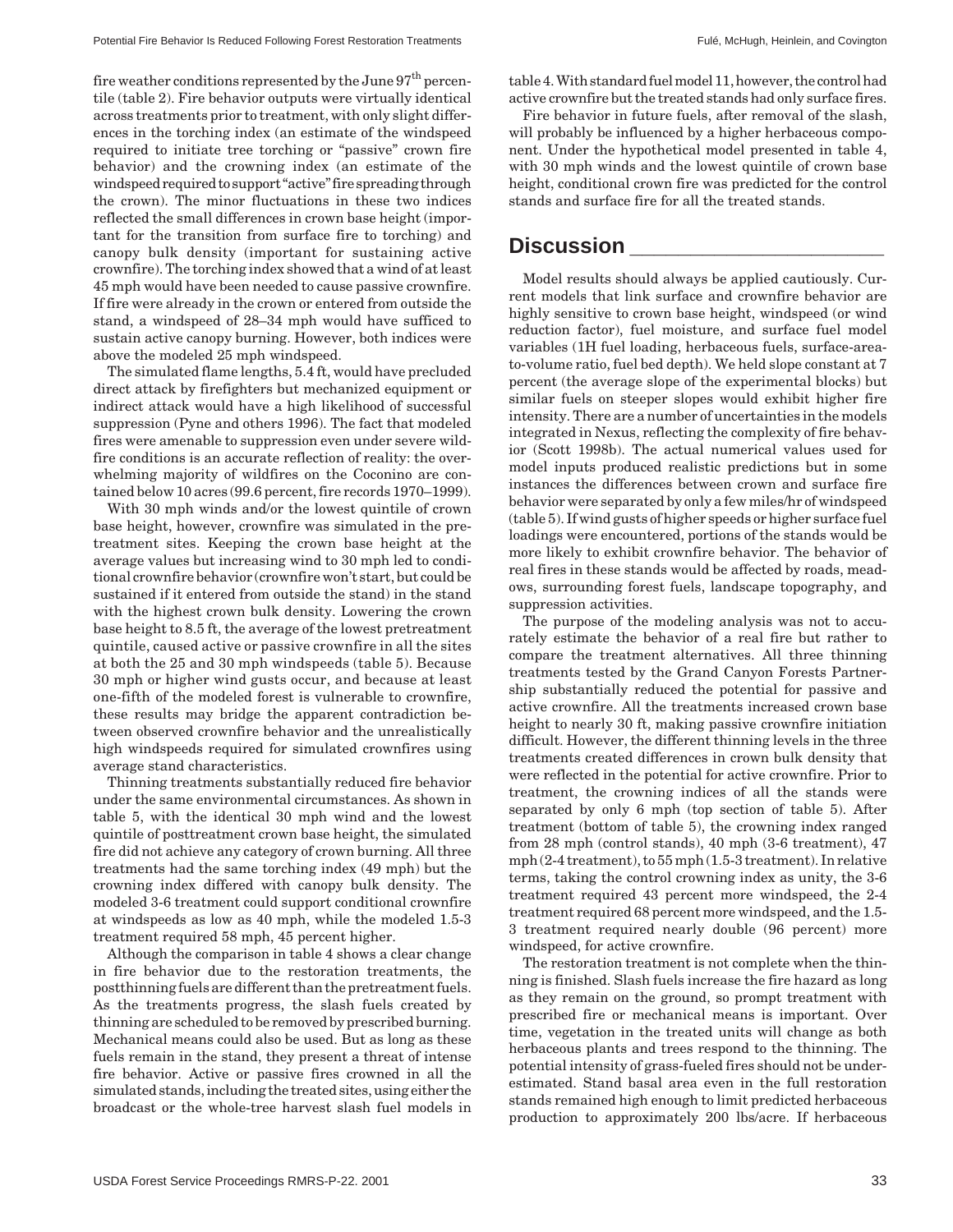fire weather conditions represented by the June 97th percentile (table 2). Fire behavior outputs were virtually identical across treatments prior to treatment, with only slight differences in the torching index (an estimate of the windspeed required to initiate tree torching or "passive" crown fire behavior) and the crowning index (an estimate of the windspeed required to support "active" fire spreading through the crown). The minor fluctuations in these two indices reflected the small differences in crown base height (important for the transition from surface fire to torching) and canopy bulk density (important for sustaining active crownfire). The torching index showed that a wind of at least 45 mph would have been needed to cause passive crownfire. If fire were already in the crown or entered from outside the stand, a windspeed of 28–34 mph would have sufficed to sustain active canopy burning. However, both indices were above the modeled 25 mph windspeed.

The simulated flame lengths, 5.4 ft, would have precluded direct attack by firefighters but mechanized equipment or indirect attack would have a high likelihood of successful suppression (Pyne and others 1996). The fact that modeled fires were amenable to suppression even under severe wildfire conditions is an accurate reflection of reality: the overwhelming majority of wildfires on the Coconino are contained below 10 acres (99.6 percent, fire records 1970–1999).

With 30 mph winds and/or the lowest quintile of crown base height, however, crownfire was simulated in the pretreatment sites. Keeping the crown base height at the average values but increasing wind to 30 mph led to conditional crownfire behavior (crownfire won't start, but could be sustained if it entered from outside the stand) in the stand with the highest crown bulk density. Lowering the crown base height to 8.5 ft, the average of the lowest pretreatment quintile, caused active or passive crownfire in all the sites at both the 25 and 30 mph windspeeds (table 5). Because 30 mph or higher wind gusts occur, and because at least one-fifth of the modeled forest is vulnerable to crownfire, these results may bridge the apparent contradiction between observed crownfire behavior and the unrealistically high windspeeds required for simulated crownfires using average stand characteristics.

Thinning treatments substantially reduced fire behavior under the same environmental circumstances. As shown in table 5, with the identical 30 mph wind and the lowest quintile of posttreatment crown base height, the simulated fire did not achieve any category of crown burning. All three treatments had the same torching index (49 mph) but the crowning index differed with canopy bulk density. The modeled 3-6 treatment could support conditional crownfire at windspeeds as low as 40 mph, while the modeled 1.5-3 treatment required 58 mph, 45 percent higher.

Although the comparison in table 4 shows a clear change in fire behavior due to the restoration treatments, the postthinning fuels are different than the pretreatment fuels. As the treatments progress, the slash fuels created by thinning are scheduled to be removed by prescribed burning. Mechanical means could also be used. But as long as these fuels remain in the stand, they present a threat of intense fire behavior. Active or passive fires crowned in all the simulated stands, including the treated sites, using either the broadcast or the whole-tree harvest slash fuel models in table 4. With standard fuel model 11, however, the control had active crownfire but the treated stands had only surface fires.

Fire behavior in future fuels, after removal of the slash, will probably be influenced by a higher herbaceous component. Under the hypothetical model presented in table 4, with 30 mph winds and the lowest quintile of crown base height, conditional crown fire was predicted for the control stands and surface fire for all the treated stands.

## Discussion

Model results should always be applied cautiously. Current models that link surface and crownfire behavior are highly sensitive to crown base height, windspeed (or wind reduction factor), fuel moisture, and surface fuel model variables (1H fuel loading, herbaceous fuels, surface-area-to-volume ratio, fuel bed depth). We held slope constant at 7 percent (the average slope of the experimental blocks) but similar fuels on steeper slopes would exhibit higher fire intensity. There are a number of uncertainties in the models integrated in Nexus, reflecting the complexity of fire behavior (Scott 1998b). The actual numerical values used for model inputs produced realistic predictions but in some instances the differences between crown and surface fire behavior were separated by only a few miles/hr of windspeed (table 5). If wind gusts of higher speeds or higher surface fuel loadings were encountered, portions of the stands would be more likely to exhibit crownfire behavior. The behavior of real fires in these stands would be affected by roads, meadows, surrounding forest fuels, landscape topography, and suppression activities.

The purpose of the modeling analysis was not to accurately estimate the behavior of a real fire but rather to compare the treatment alternatives. All three thinning treatments tested by the Grand Canyon Forests Partnership substantially reduced the potential for passive and active crownfire. All the treatments increased crown base height to nearly 30 ft, making passive crownfire initiation difficult. However, the different thinning levels in the three treatments created differences in crown bulk density that were reflected in the potential for active crownfire. Prior to treatment, the crowning indices of all the stands were separated by only 6 mph (top section of table 5). After treatment (bottom of table 5), the crowning index ranged from 28 mph (control stands), 40 mph (3-6 treatment), 47 mph (2-4 treatment), to 55 mph (1.5-3 treatment). In relative terms, taking the control crowning index as unity, the 3-6 treatment required 43 percent more windspeed, the 2-4 treatment required 68 percent more windspeed, and the 1.5-3 treatment required nearly double (96 percent) more windspeed, for active crownfire.

The restoration treatment is not complete when the thinning is finished. Slash fuels increase the fire hazard as long as they remain on the ground, so prompt treatment with prescribed fire or mechanical means is important. Over time, vegetation in the treated units will change as both herbaceous plants and trees respond to the thinning. The potential intensity of grass-fueled fires should not be underestimated. Stand basal area even in the full restoration stands remained high enough to limit predicted herbaceous production to approximately 200 lbs/acre. If herbaceous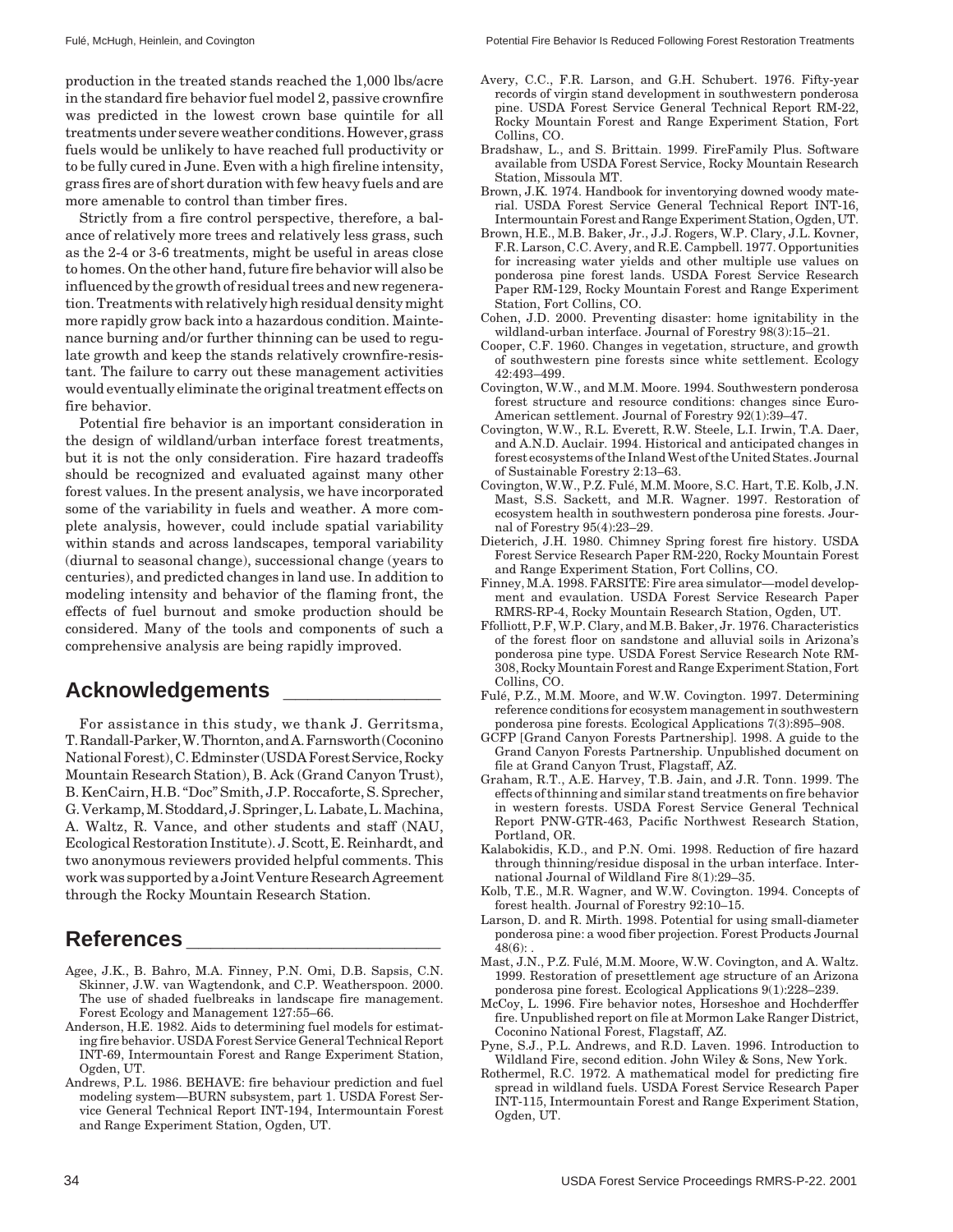production in the treated stands reached the 1,000 lbs/acre in the standard fire behavior fuel model 2, passive crownfire was predicted in the lowest crown base quintile for all treatments under severe weather conditions. However, grass fuels would be unlikely to have reached full productivity or to be fully cured in June. Even with a high fireline intensity, grass fires are of short duration with few heavy fuels and are more amenable to control than timber fires.

Strictly from a fire control perspective, therefore, a balance of relatively more trees and relatively less grass, such as the 2-4 or 3-6 treatments, might be useful in areas close to homes. On the other hand, future fire behavior will also be influenced by the growth of residual trees and new regeneration. Treatments with relatively high residual density might more rapidly grow back into a hazardous condition. Maintenance burning and/or further thinning can be used to regulate growth and keep the stands relatively crownfire-resistant. The failure to carry out these management activities would eventually eliminate the original treatment effects on fire behavior.

Potential fire behavior is an important consideration in the design of wildland/urban interface forest treatments, but it is not the only consideration. Fire hazard tradeoffs should be recognized and evaluated against many other forest values. In the present analysis, we have incorporated some of the variability in fuels and weather. A more complete analysis, however, could include spatial variability within stands and across landscapes, temporal variability (diurnal to seasonal change), successional change (years to centuries), and predicted changes in land use. In addition to modeling intensity and behavior of the flaming front, the effects of fuel burnout and smoke production should be considered. Many of the tools and components of such a comprehensive analysis are being rapidly improved.

## Acknowledgements

For assistance in this study, we thank J. Gerritsma, T. Randall-Parker, W. Thornton, and A. Farnsworth (Coconino National Forest), C. Edminster (USDA Forest Service, Rocky Mountain Research Station), B. Ack (Grand Canyon Trust), B. KenCairn, H.B. "Doc" Smith, J.P. Roccaforte, S. Sprecher, G. Verkamp, M. Stoddard, J. Springer, L. Labate, L. Machina, A. Waltz, R. Vance, and other students and staff (NAU, Ecological Restoration Institute). J. Scott, E. Reinhardt, and two anonymous reviewers provided helpful comments. This work was supported by a Joint Venture Research Agreement through the Rocky Mountain Research Station.

## References

Agee, J.K., B. Bahro, M.A. Finney, P.N. Omi, D.B. Sapsis, C.N. Skinner, J.W. van Wagtendonk, and C.P. Weatherspoon. 2000. The use of shaded fuelbreaks in landscape fire management. Forest Ecology and Management 127:55–66.

Anderson, H.E. 1982. Aids to determining fuel models for estimating fire behavior. USDA Forest Service General Technical Report INT-69, Intermountain Forest and Range Experiment Station, Ogden, UT.

Andrews, P.L. 1986. BEHAVE: fire behaviour prediction and fuel modeling system—BURN subsystem, part 1. USDA Forest Service General Technical Report INT-194, Intermountain Forest and Range Experiment Station, Ogden, UT.

Avery, C.C., F.R. Larson, and G.H. Schubert. 1976. Fifty-year records of virgin stand development in southwestern ponderosa pine. USDA Forest Service General Technical Report RM-22, Rocky Mountain Forest and Range Experiment Station, Fort Collins, CO.

Bradshaw, L., and S. Brittain. 1999. FireFamily Plus. Software available from USDA Forest Service, Rocky Mountain Research Station, Missoula MT.

Brown, J.K. 1974. Handbook for inventorying downed woody material. USDA Forest Service General Technical Report INT-16, Intermountain Forest and Range Experiment Station, Ogden, UT.

Brown, H.E., M.B. Baker, Jr., J.J. Rogers, W.P. Clary, J.L. Kovner, F.R. Larson, C.C. Avery, and R.E. Campbell. 1977. Opportunities for increasing water yields and other multiple use values on ponderosa pine forest lands. USDA Forest Service Research Paper RM-129, Rocky Mountain Forest and Range Experiment Station, Fort Collins, CO.

Cohen, J.D. 2000. Preventing disaster: home ignitability in the wildland-urban interface. Journal of Forestry 98(3):15–21.

Cooper, C.F. 1960. Changes in vegetation, structure, and growth of southwestern pine forests since white settlement. Ecology 42:493–499.

Covington, W.W., and M.M. Moore. 1994. Southwestern ponderosa forest structure and resource conditions: changes since Euro-American settlement. Journal of Forestry 92(1):39–47.

Covington, W.W., R.L. Everett, R.W. Steele, L.I. Irwin, T.A. Daer, and A.N.D. Auclair. 1994. Historical and anticipated changes in forest ecosystems of the Inland West of the United States. Journal of Sustainable Forestry 2:13–63.

Covington, W.W., P.Z. Fulé, M.M. Moore, S.C. Hart, T.E. Kolb, J.N. Mast, S.S. Sackett, and M.R. Wagner. 1997. Restoration of ecosystem health in southwestern ponderosa pine forests. Journal of Forestry 95(4):23–29.

Dieterich, J.H. 1980. Chimney Spring forest fire history. USDA Forest Service Research Paper RM-220, Rocky Mountain Forest and Range Experiment Station, Fort Collins, CO.

Finney, M.A. 1998. FARSITE: Fire area simulator—model development and evaulation. USDA Forest Service Research Paper RMRS-RP-4, Rocky Mountain Research Station, Ogden, UT.

Ffolliott, P.F, W.P. Clary, and M.B. Baker, Jr. 1976. Characteristics of the forest floor on sandstone and alluvial soils in Arizona's ponderosa pine type. USDA Forest Service Research Note RM-308, Rocky Mountain Forest and Range Experiment Station, Fort Collins, CO.

Fulé, P.Z., M.M. Moore, and W.W. Covington. 1997. Determining reference conditions for ecosystem management in southwestern ponderosa pine forests. Ecological Applications 7(3):895–908.

GCFP [Grand Canyon Forests Partnership]. 1998. A guide to the Grand Canyon Forests Partnership. Unpublished document on file at Grand Canyon Trust, Flagstaff, AZ.

Graham, R.T., A.E. Harvey, T.B. Jain, and J.R. Tonn. 1999. The effects of thinning and similar stand treatments on fire behavior in western forests. USDA Forest Service General Technical Report PNW-GTR-463, Pacific Northwest Research Station, Portland, OR.

Kalabokidis, K.D., and P.N. Omi. 1998. Reduction of fire hazard through thinning/residue disposal in the urban interface. International Journal of Wildland Fire 8(1):29–35.

Kolb, T.E., M.R. Wagner, and W.W. Covington. 1994. Concepts of forest health. Journal of Forestry 92:10–15.

Larson, D. and R. Mirth. 1998. Potential for using small-diameter ponderosa pine: a wood fiber projection. Forest Products Journal 48(6): .

Mast, J.N., P.Z. Fulé, M.M. Moore, W.W. Covington, and A. Waltz. 1999. Restoration of presettlement age structure of an Arizona ponderosa pine forest. Ecological Applications 9(1):228–239.

McCoy, L. 1996. Fire behavior notes, Horseshoe and Hochderffer fire. Unpublished report on file at Mormon Lake Ranger District, Coconino National Forest, Flagstaff, AZ.

Pyne, S.J., P.L. Andrews, and R.D. Laven. 1996. Introduction to Wildland Fire, second edition. John Wiley & Sons, New York.

Rothermel, R.C. 1972. A mathematical model for predicting fire spread in wildland fuels. USDA Forest Service Research Paper INT-115, Intermountain Forest and Range Experiment Station, Ogden, UT.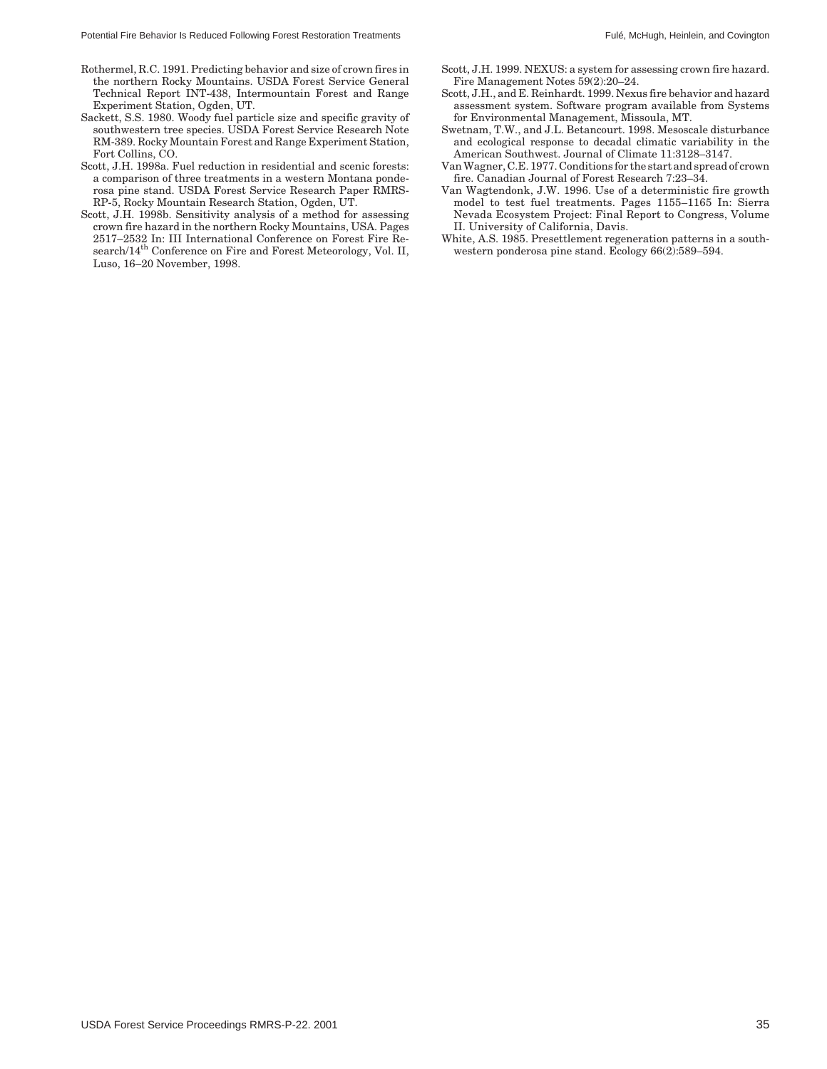Rothermel, R.C. 1991. Predicting behavior and size of crown fires in the northern Rocky Mountains. USDA Forest Service General Technical Report INT-438, Intermountain Forest and Range Experiment Station, Ogden, UT.

Sackett, S.S. 1980. Woody fuel particle size and specific gravity of southwestern tree species. USDA Forest Service Research Note RM-389. Rocky Mountain Forest and Range Experiment Station, Fort Collins, CO.

Scott, J.H. 1998a. Fuel reduction in residential and scenic forests: a comparison of three treatments in a western Montana ponderosa pine stand. USDA Forest Service Research Paper RMRS-RP-5, Rocky Mountain Research Station, Ogden, UT.

Scott, J.H. 1998b. Sensitivity analysis of a method for assessing crown fire hazard in the northern Rocky Mountains, USA. Pages 2517–2532 In: III International Conference on Forest Fire Research/14th Conference on Fire and Forest Meteorology, Vol. II, Luso, 16–20 November, 1998.

Scott, J.H. 1999. NEXUS: a system for assessing crown fire hazard. Fire Management Notes 59(2):20–24.

Scott, J.H., and E. Reinhardt. 1999. Nexus fire behavior and hazard assessment system. Software program available from Systems for Environmental Management, Missoula, MT.

Swetnam, T.W., and J.L. Betancourt. 1998. Mesoscale disturbance and ecological response to decadal climatic variability in the American Southwest. Journal of Climate 11:3128–3147.

Van Wagner, C.E. 1977. Conditions for the start and spread of crown fire. Canadian Journal of Forest Research 7:23–34.

Van Wagtendonk, J.W. 1996. Use of a deterministic fire growth model to test fuel treatments. Pages 1155–1165 In: Sierra Nevada Ecosystem Project: Final Report to Congress, Volume II. University of California, Davis.

White, A.S. 1985. Presettlement regeneration patterns in a southwestern ponderosa pine stand. Ecology 66(2):589–594.